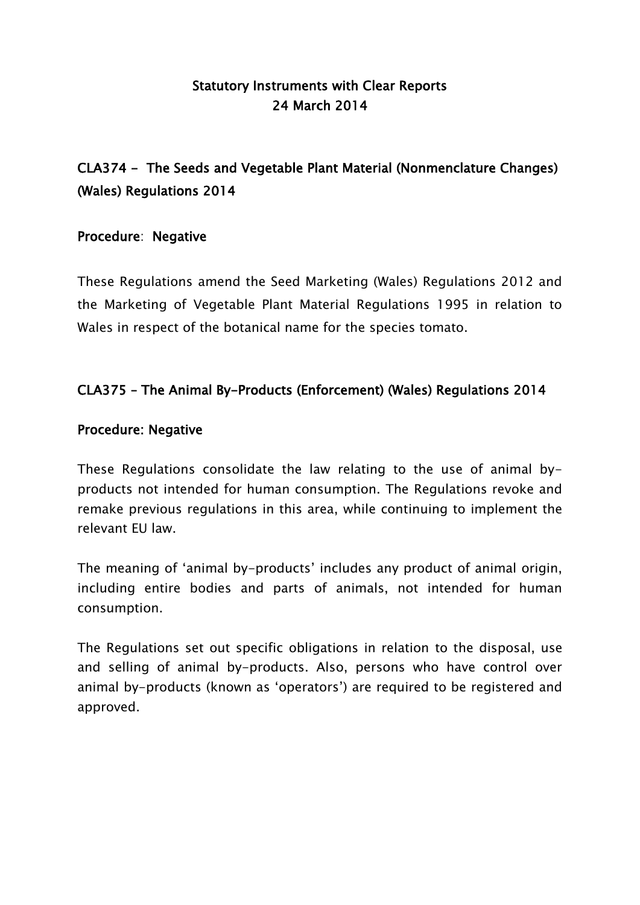# Statutory Instruments with Clear Reports
# 24 March 2014

## CLA374 - The Seeds and Vegetable Plant Material (Nonmenclature Changes) (Wales) Regulations 2014

**Procedure**: **Negative**

These Regulations amend the Seed Marketing (Wales) Regulations 2012 and the Marketing of Vegetable Plant Material Regulations 1995 in relation to Wales in respect of the botanical name for the species tomato.

## CLA375 – The Animal By-Products (Enforcement) (Wales) Regulations 2014

**Procedure: Negative**

These Regulations consolidate the law relating to the use of animal by-products not intended for human consumption. The Regulations revoke and remake previous regulations in this area, while continuing to implement the relevant EU law.

The meaning of 'animal by-products' includes any product of animal origin, including entire bodies and parts of animals, not intended for human consumption.

The Regulations set out specific obligations in relation to the disposal, use and selling of animal by-products. Also, persons who have control over animal by-products (known as 'operators') are required to be registered and approved.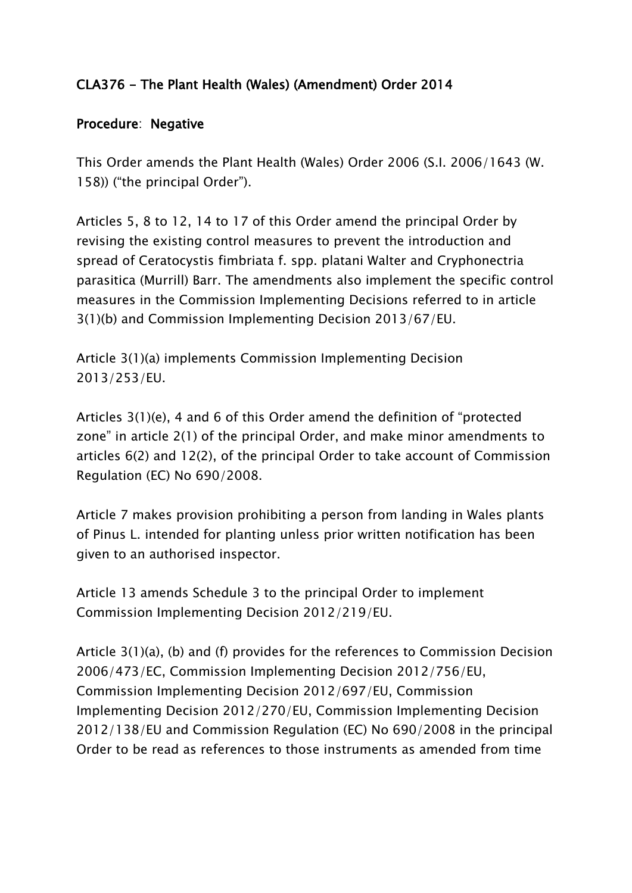**CLA376 - The Plant Health (Wales) (Amendment) Order 2014**

**Procedure**: **Negative**

This Order amends the Plant Health (Wales) Order 2006 (S.I. 2006/1643 (W. 158)) ("the principal Order").

Articles 5, 8 to 12, 14 to 17 of this Order amend the principal Order by revising the existing control measures to prevent the introduction and spread of Ceratocystis fimbriata f. spp. platani Walter and Cryphonectria parasitica (Murrill) Barr. The amendments also implement the specific control measures in the Commission Implementing Decisions referred to in article 3(1)(b) and Commission Implementing Decision 2013/67/EU.

Article 3(1)(a) implements Commission Implementing Decision 2013/253/EU.

Articles 3(1)(e), 4 and 6 of this Order amend the definition of "protected zone" in article 2(1) of the principal Order, and make minor amendments to articles 6(2) and 12(2), of the principal Order to take account of Commission Regulation (EC) No 690/2008.

Article 7 makes provision prohibiting a person from landing in Wales plants of Pinus L. intended for planting unless prior written notification has been given to an authorised inspector.

Article 13 amends Schedule 3 to the principal Order to implement Commission Implementing Decision 2012/219/EU.

Article 3(1)(a), (b) and (f) provides for the references to Commission Decision 2006/473/EC, Commission Implementing Decision 2012/756/EU, Commission Implementing Decision 2012/697/EU, Commission Implementing Decision 2012/270/EU, Commission Implementing Decision 2012/138/EU and Commission Regulation (EC) No 690/2008 in the principal Order to be read as references to those instruments as amended from time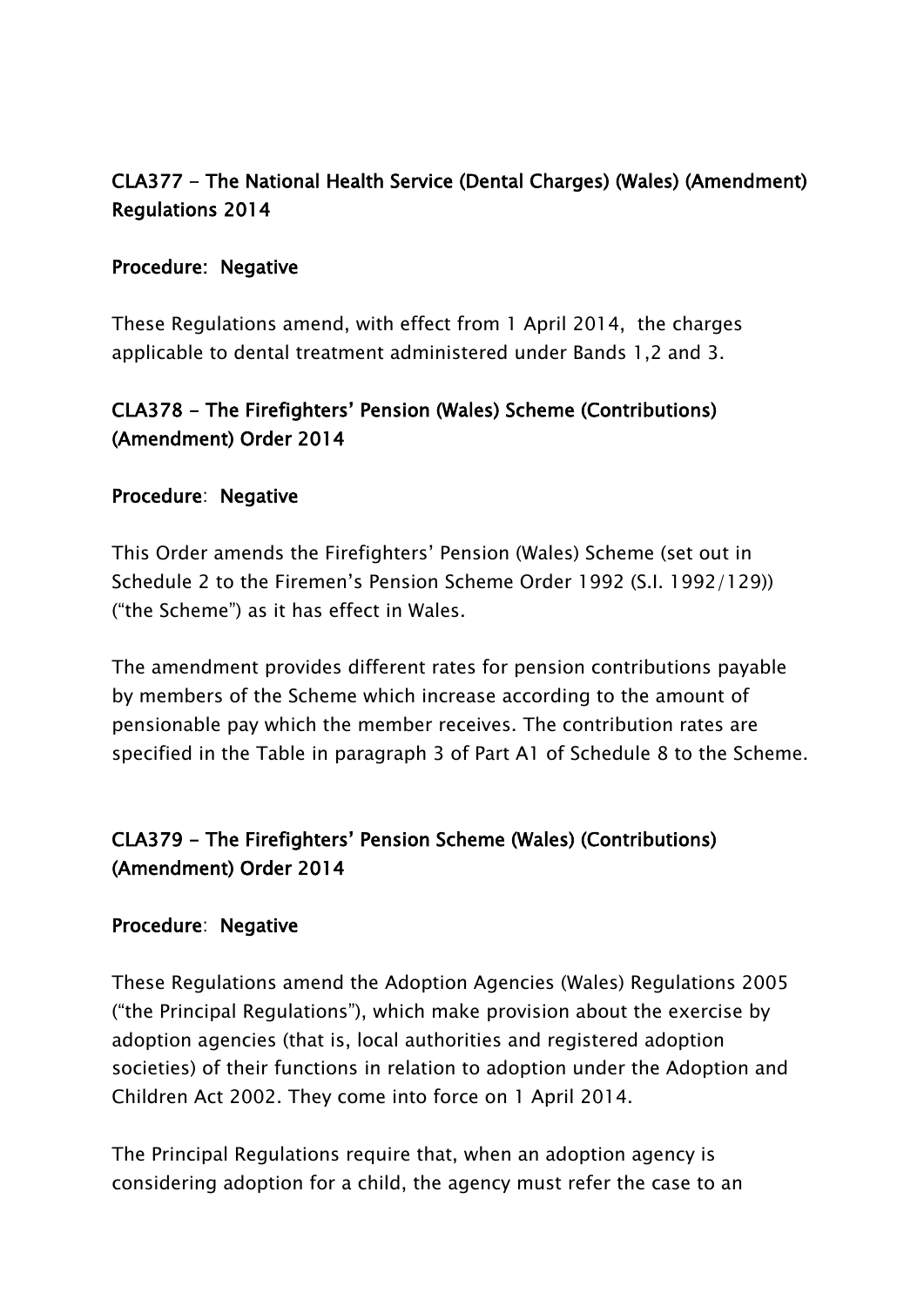**CLA377 - The National Health Service (Dental Charges) (Wales) (Amendment) Regulations 2014**

**Procedure: Negative**

These Regulations amend, with effect from 1 April 2014, the charges applicable to dental treatment administered under Bands 1,2 and 3.

**CLA378 - The Firefighters' Pension (Wales) Scheme (Contributions) (Amendment) Order 2014**

**Procedure: Negative**

This Order amends the Firefighters' Pension (Wales) Scheme (set out in Schedule 2 to the Firemen's Pension Scheme Order 1992 (S.I. 1992/129)) ("the Scheme") as it has effect in Wales.

The amendment provides different rates for pension contributions payable by members of the Scheme which increase according to the amount of pensionable pay which the member receives. The contribution rates are specified in the Table in paragraph 3 of Part A1 of Schedule 8 to the Scheme.

**CLA379 - The Firefighters' Pension Scheme (Wales) (Contributions) (Amendment) Order 2014**

**Procedure: Negative**

These Regulations amend the Adoption Agencies (Wales) Regulations 2005 ("the Principal Regulations"), which make provision about the exercise by adoption agencies (that is, local authorities and registered adoption societies) of their functions in relation to adoption under the Adoption and Children Act 2002. They come into force on 1 April 2014.

The Principal Regulations require that, when an adoption agency is considering adoption for a child, the agency must refer the case to an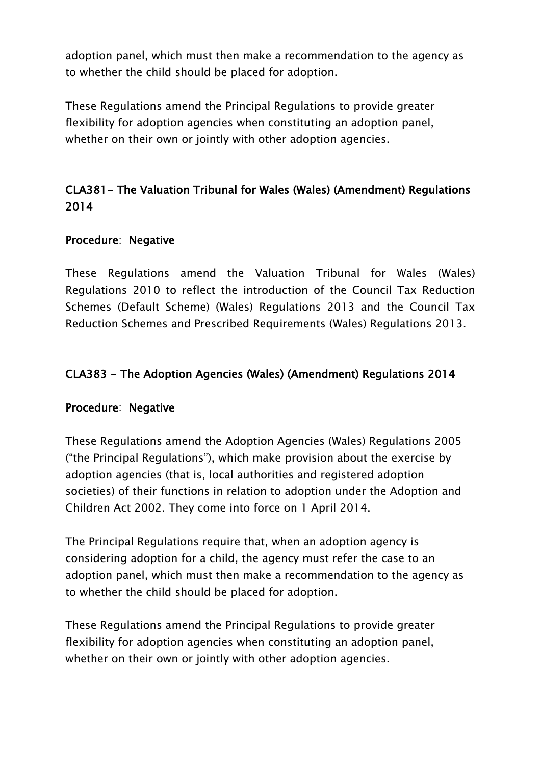adoption panel, which must then make a recommendation to the agency as to whether the child should be placed for adoption.

These Regulations amend the Principal Regulations to provide greater flexibility for adoption agencies when constituting an adoption panel, whether on their own or jointly with other adoption agencies.

## CLA381- The Valuation Tribunal for Wales (Wales) (Amendment) Regulations 2014

**Procedure**: **Negative**

These Regulations amend the Valuation Tribunal for Wales (Wales) Regulations 2010 to reflect the introduction of the Council Tax Reduction Schemes (Default Scheme) (Wales) Regulations 2013 and the Council Tax Reduction Schemes and Prescribed Requirements (Wales) Regulations 2013.

## CLA383 - The Adoption Agencies (Wales) (Amendment) Regulations 2014

**Procedure**: **Negative**

These Regulations amend the Adoption Agencies (Wales) Regulations 2005 ("the Principal Regulations"), which make provision about the exercise by adoption agencies (that is, local authorities and registered adoption societies) of their functions in relation to adoption under the Adoption and Children Act 2002. They come into force on 1 April 2014.

The Principal Regulations require that, when an adoption agency is considering adoption for a child, the agency must refer the case to an adoption panel, which must then make a recommendation to the agency as to whether the child should be placed for adoption.

These Regulations amend the Principal Regulations to provide greater flexibility for adoption agencies when constituting an adoption panel, whether on their own or jointly with other adoption agencies.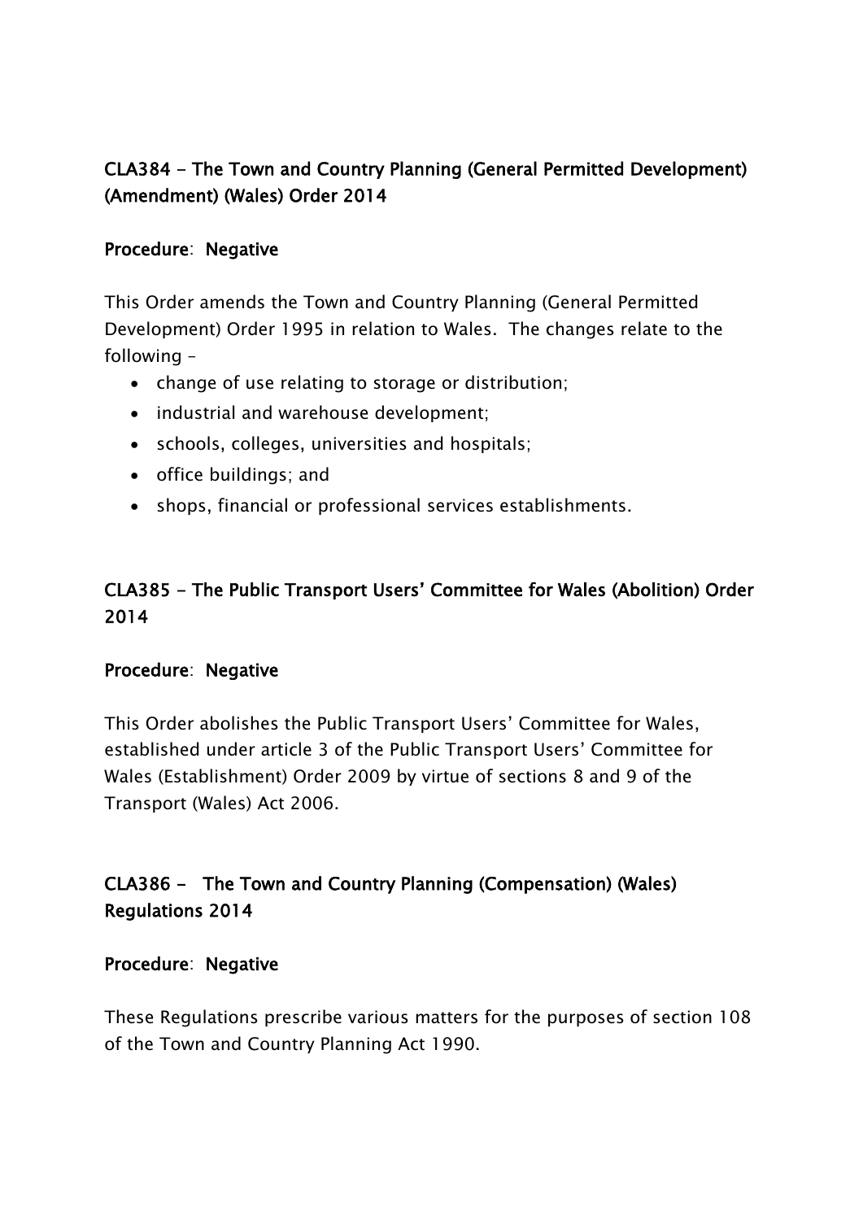## CLA384 - The Town and Country Planning (General Permitted Development) (Amendment) (Wales) Order 2014

**Procedure**: **Negative**

This Order amends the Town and Country Planning (General Permitted Development) Order 1995 in relation to Wales. The changes relate to the following –

- change of use relating to storage or distribution;
- industrial and warehouse development;
- schools, colleges, universities and hospitals;
- office buildings; and
- shops, financial or professional services establishments.

## CLA385 - The Public Transport Users' Committee for Wales (Abolition) Order 2014

**Procedure**: **Negative**

This Order abolishes the Public Transport Users' Committee for Wales, established under article 3 of the Public Transport Users' Committee for Wales (Establishment) Order 2009 by virtue of sections 8 and 9 of the Transport (Wales) Act 2006.

## CLA386 - The Town and Country Planning (Compensation) (Wales) Regulations 2014

**Procedure**: **Negative**

These Regulations prescribe various matters for the purposes of section 108 of the Town and Country Planning Act 1990.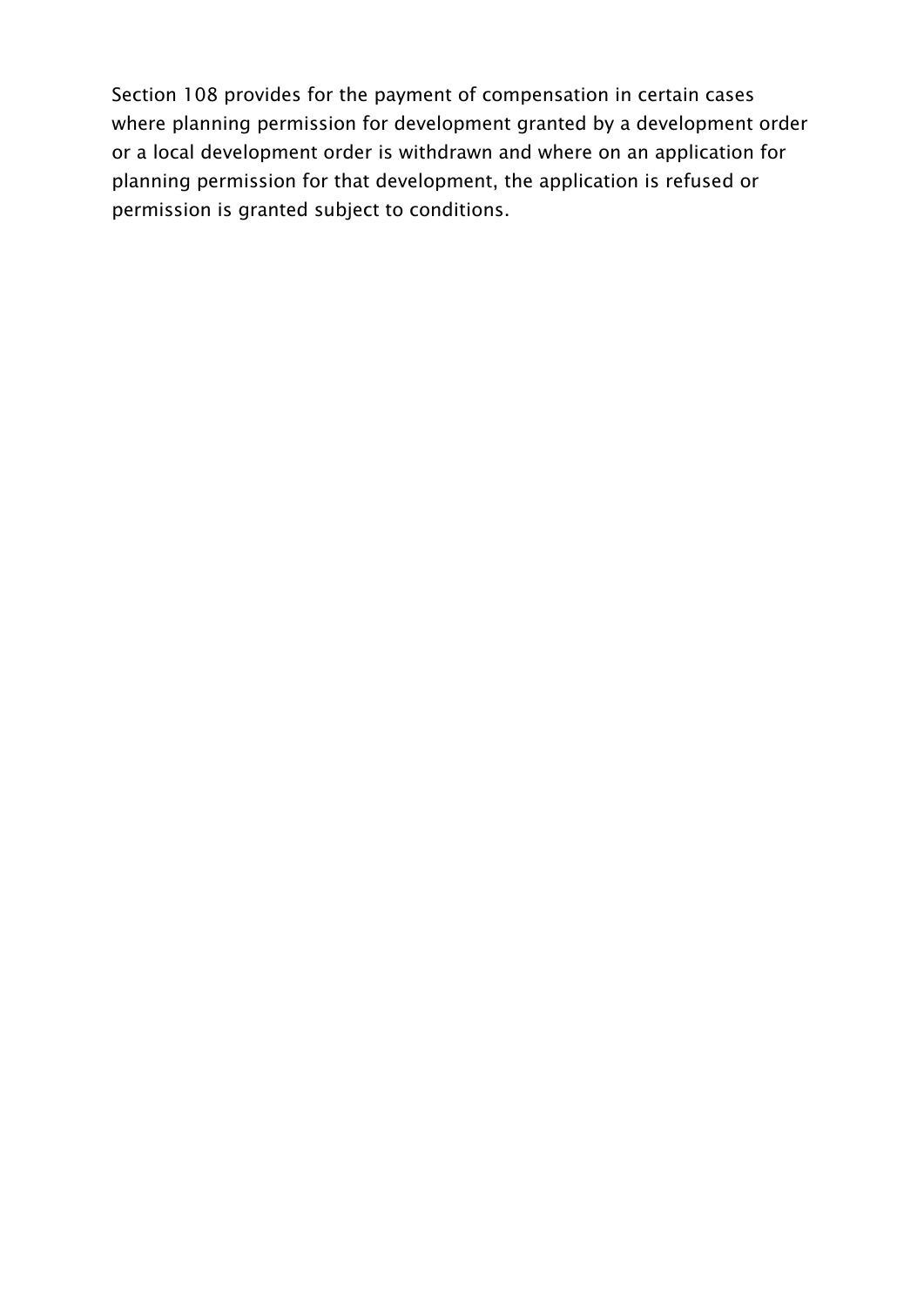Section 108 provides for the payment of compensation in certain cases where planning permission for development granted by a development order or a local development order is withdrawn and where on an application for planning permission for that development, the application is refused or permission is granted subject to conditions.